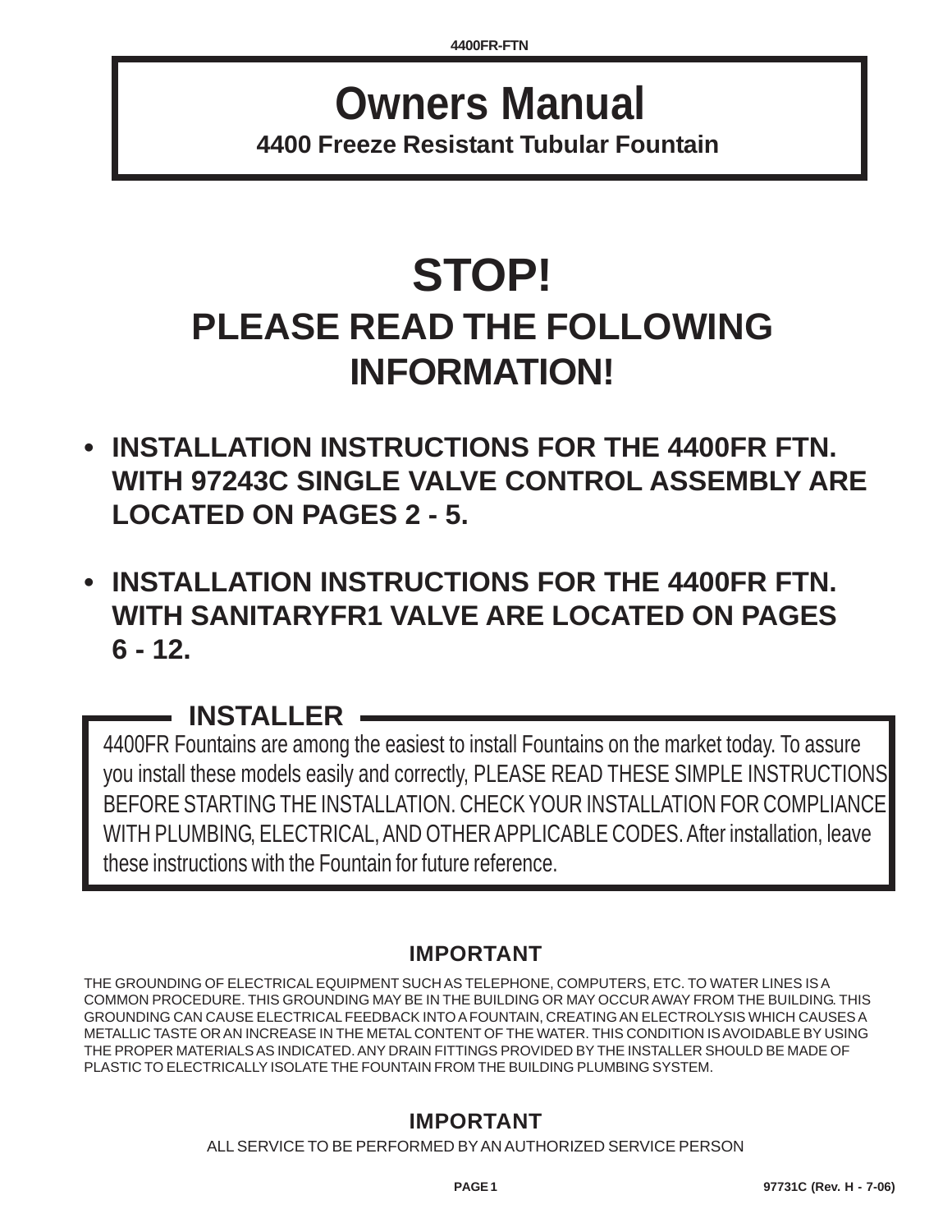# Owners Manual

**4400 Freeze Resistant Tubular Fountain**

# STOP!

## PLEASE READ THE FOLLOWING INFORMATION!

- **INSTALLATION INSTRUCTIONS FOR THE 4400FR FTN. WITH 97243C SINGLE VALVE CONTROL ASSEMBLY ARE LOCATED ON PAGES 2 - 5.**
- **INSTALLATION INSTRUCTIONS FOR THE 4400FR FTN. WITH SANITARYFR1 VALVE ARE LOCATED ON PAGES 6 - 12.**

## INSTALLER

4400FR Fountains are among the easiest to install Fountains on the market today. To assure you install these models easily and correctly, PLEASE READ THESE SIMPLE INSTRUCTIONS BEFORE STARTING THE INSTALLATION. CHECK YOUR INSTALLATION FOR COMPLIANCE WITH PLUMBING, ELECTRICAL, AND OTHER APPLICABLE CODES. After installation, leave these instructions with the Fountain for future reference.

### IMPORTANT

THE GROUNDING OF ELECTRICAL EQUIPMENT SUCH AS TELEPHONE, COMPUTERS, ETC. TO WATER LINES IS A COMMON PROCEDURE. THIS GROUNDING MAY BE IN THE BUILDING OR MAY OCCUR AWAY FROM THE BUILDING. THIS GROUNDING CAN CAUSE ELECTRICAL FEEDBACK INTO A FOUNTAIN, CREATING AN ELECTROLYSIS WHICH CAUSES A METALLIC TASTE OR AN INCREASE IN THE METAL CONTENT OF THE WATER. THIS CONDITION IS AVOIDABLE BY USING THE PROPER MATERIALS AS INDICATED. ANY DRAIN FITTINGS PROVIDED BY THE INSTALLER SHOULD BE MADE OF PLASTIC TO ELECTRICALLY ISOLATE THE FOUNTAIN FROM THE BUILDING PLUMBING SYSTEM.

### IMPORTANT

ALL SERVICE TO BE PERFORMED BY AN AUTHORIZED SERVICE PERSON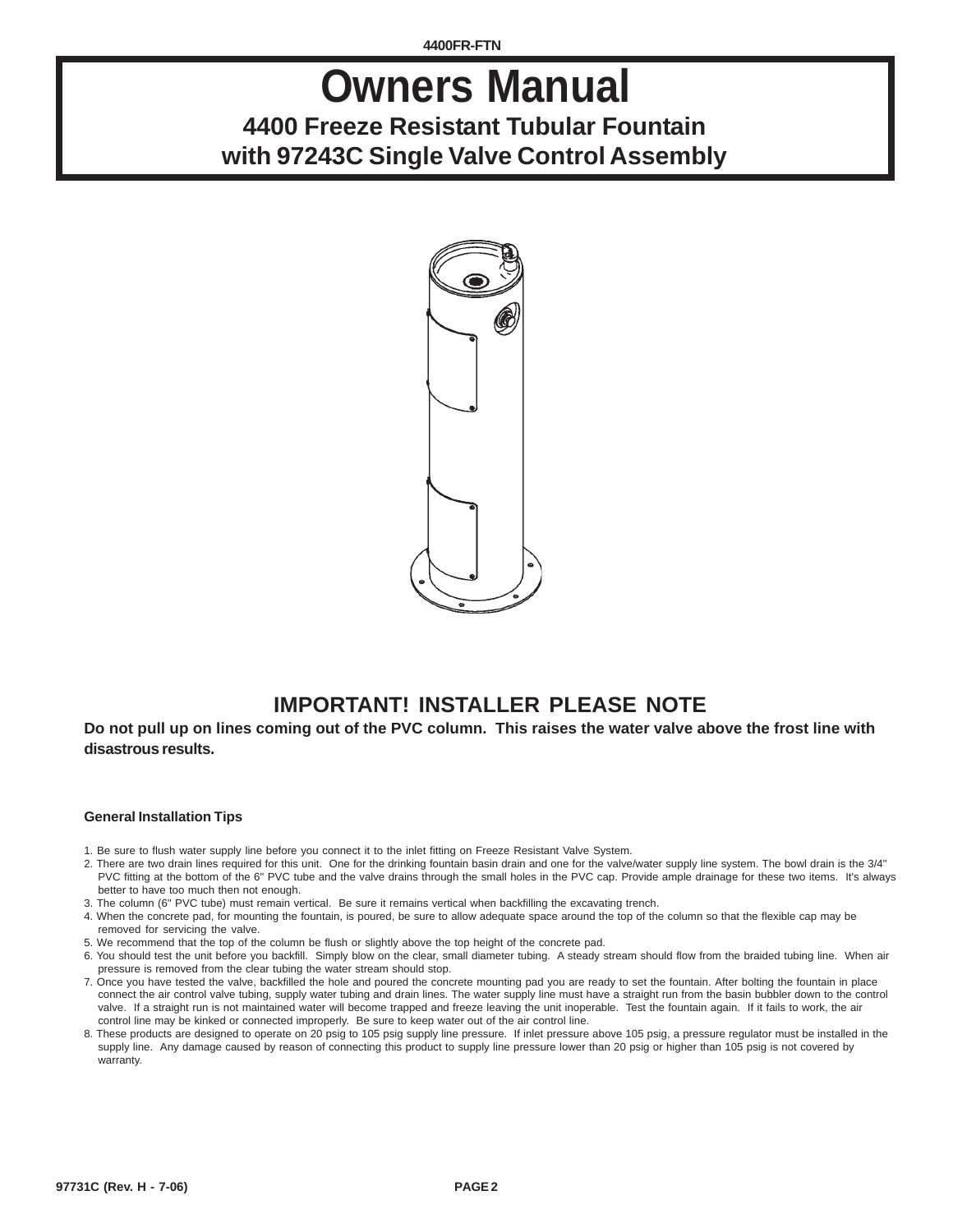# Owners Manual

## 4400 Freeze Resistant Tubular Fountain with 97243C Single Valve Control Assembly

## IMPORTANT! INSTALLER PLEASE NOTE

**Do not pull up on lines coming out of the PVC column. This raises the water valve above the frost line with disastrous results.**

**General Installation Tips**

1. Be sure to flush water supply line before you connect it to the inlet fitting on Freeze Resistant Valve System.
2. There are two drain lines required for this unit. One for the drinking fountain basin drain and one for the valve/water supply line system. The bowl drain is the 3/4" PVC fitting at the bottom of the 6" PVC tube and the valve drains through the small holes in the PVC cap. Provide ample drainage for these two items. It's always better to have too much then not enough.
3. The column (6" PVC tube) must remain vertical. Be sure it remains vertical when backfilling the excavating trench.
4. When the concrete pad, for mounting the fountain, is poured, be sure to allow adequate space around the top of the column so that the flexible cap may be removed for servicing the valve.
5. We recommend that the top of the column be flush or slightly above the top height of the concrete pad.
6. You should test the unit before you backfill. Simply blow on the clear, small diameter tubing. A steady stream should flow from the braided tubing line. When air pressure is removed from the clear tubing the water stream should stop.
7. Once you have tested the valve, backfilled the hole and poured the concrete mounting pad you are ready to set the fountain. After bolting the fountain in place connect the air control valve tubing, supply water tubing and drain lines. The water supply line must have a straight run from the basin bubbler down to the control valve. If a straight run is not maintained water will become trapped and freeze leaving the unit inoperable. Test the fountain again. If it fails to work, the air control line may be kinked or connected improperly. Be sure to keep water out of the air control line.
8. These products are designed to operate on 20 psig to 105 psig supply line pressure. If inlet pressure above 105 psig, a pressure regulator must be installed in the supply line. Any damage caused by reason of connecting this product to supply line pressure lower than 20 psig or higher than 105 psig is not covered by warranty.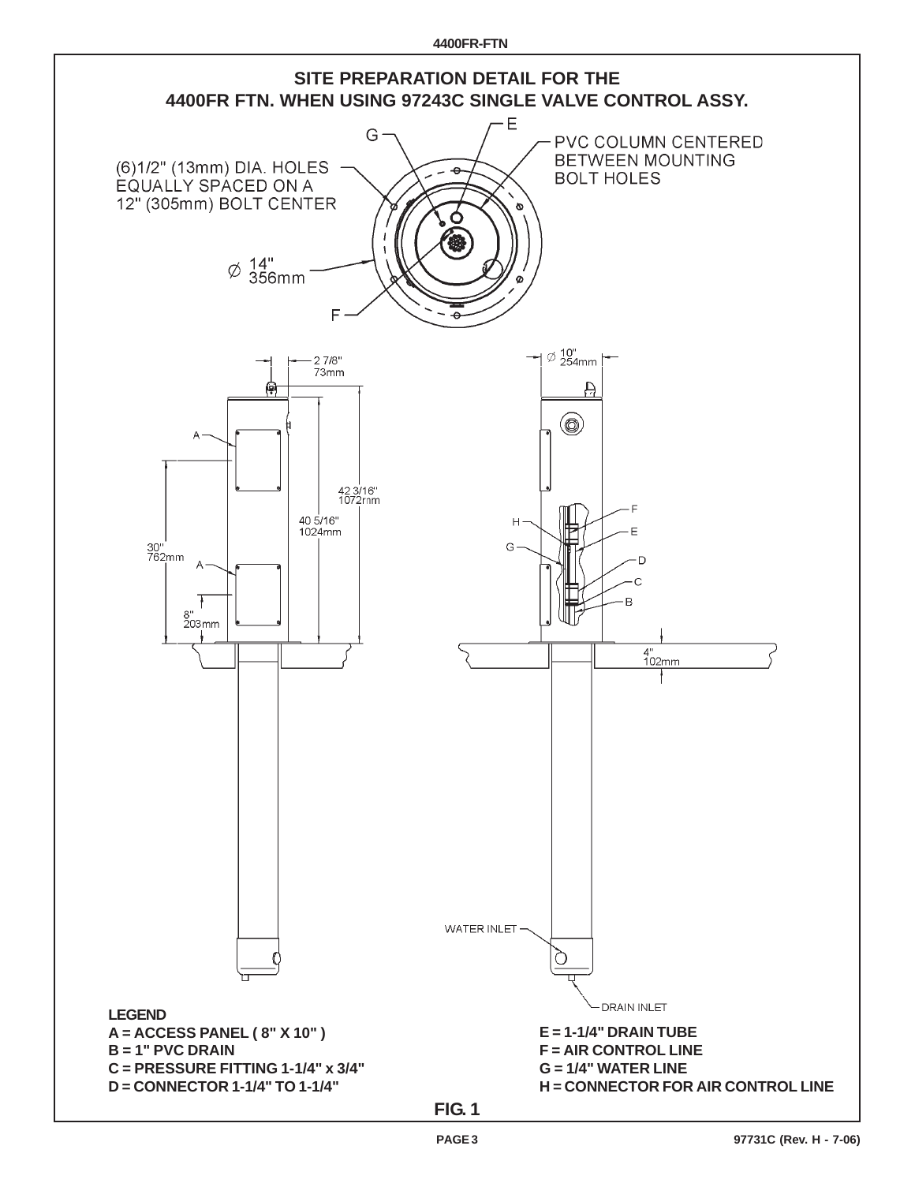# SITE PREPARATION DETAIL FOR THE 4400FR FTN. WHEN USING 97243C SINGLE VALVE CONTROL ASSY.

G

E

(6)1/2" (13mm) DIA. HOLES EQUALLY SPACED ON A 12" (305mm) BOLT CENTER

PVC COLUMN CENTERED BETWEEN MOUNTING BOLT HOLES

Ø 14" 356mm

F

2 7/8" 73mm

Ø 10" 254mm

A

42 3/16" 1072mm

40 5/16" 1024mm

30" 762mm

A

8" 203mm

H

G

F

E

D

C

B

4" 102mm

WATER INLET

DRAIN INLET

**LEGEND**

**A = ACCESS PANEL ( 8" X 10" )**
**B = 1" PVC DRAIN**
**C = PRESSURE FITTING 1-1/4" x 3/4"**
**D = CONNECTOR 1-1/4" TO 1-1/4"**
**E = 1-1/4" DRAIN TUBE**
**F = AIR CONTROL LINE**
**G = 1/4" WATER LINE**
**H = CONNECTOR FOR AIR CONTROL LINE**

**FIG. 1**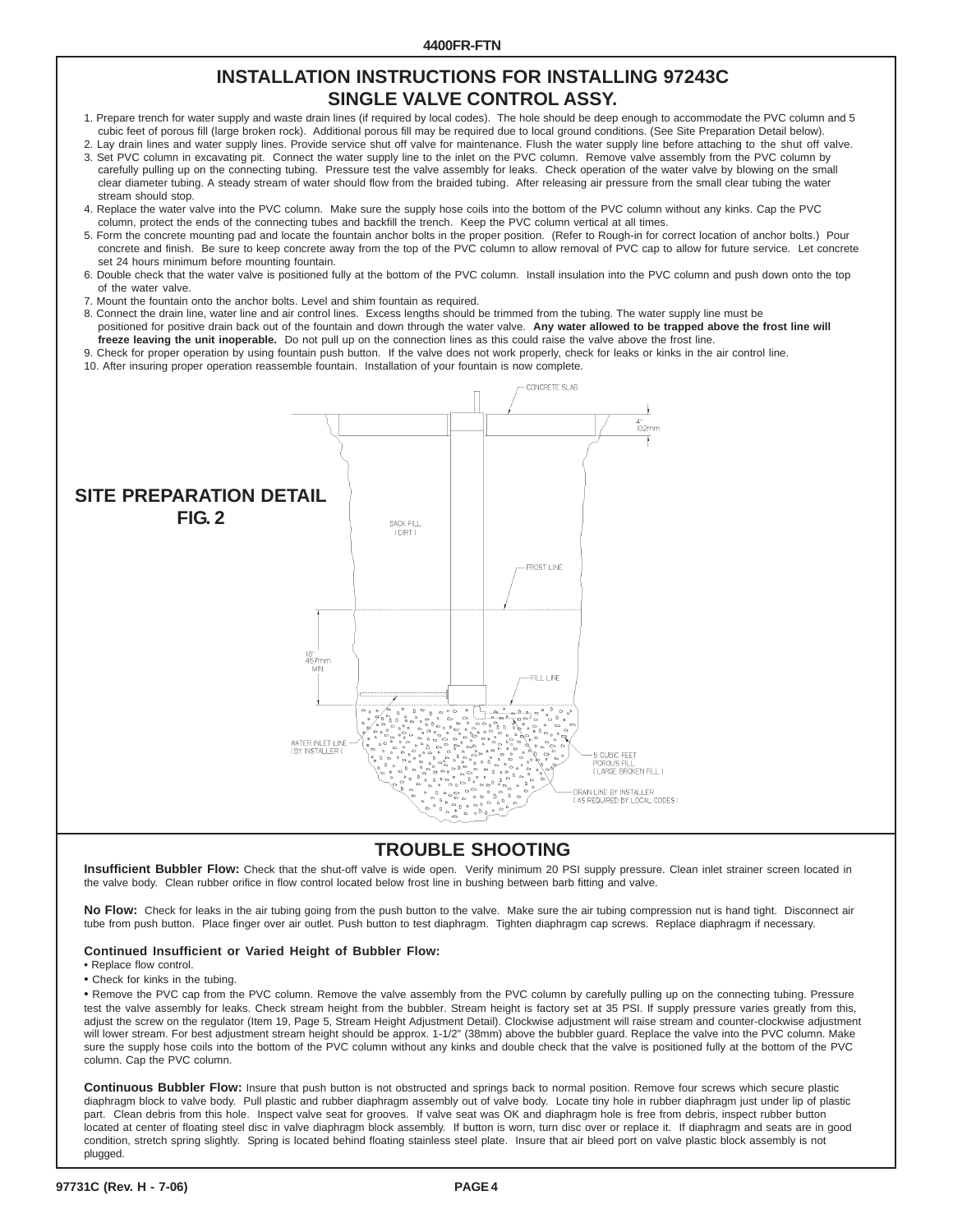## INSTALLATION INSTRUCTIONS FOR INSTALLING 97243C SINGLE VALVE CONTROL ASSY.

1. Prepare trench for water supply and waste drain lines (if required by local codes). The hole should be deep enough to accommodate the PVC column and 5 cubic feet of porous fill (large broken rock). Additional porous fill may be required due to local ground conditions. (See Site Preparation Detail below).
2. Lay drain lines and water supply lines. Provide service shut off valve for maintenance. Flush the water supply line before attaching to the shut off valve.
3. Set PVC column in excavating pit. Connect the water supply line to the inlet on the PVC column. Remove valve assembly from the PVC column by carefully pulling up on the connecting tubing. Pressure test the valve assembly for leaks. Check operation of the water valve by blowing on the small clear diameter tubing. A steady stream of water should flow from the braided tubing. After releasing air pressure from the small clear tubing the water stream should stop.
4. Replace the water valve into the PVC column. Make sure the supply hose coils into the bottom of the PVC column without any kinks. Cap the PVC column, protect the ends of the connecting tubes and backfill the trench. Keep the PVC column vertical at all times.
5. Form the concrete mounting pad and locate the fountain anchor bolts in the proper position. (Refer to Rough-in for correct location of anchor bolts.) Pour concrete and finish. Be sure to keep concrete away from the top of the PVC column to allow removal of PVC cap to allow for future service. Let concrete set 24 hours minimum before mounting fountain.
6. Double check that the water valve is positioned fully at the bottom of the PVC column. Install insulation into the PVC column and push down onto the top of the water valve.
7. Mount the fountain onto the anchor bolts. Level and shim fountain as required.
8. Connect the drain line, water line and air control lines. Excess lengths should be trimmed from the tubing. The water supply line must be positioned for positive drain back out of the fountain and down through the water valve. **Any water allowed to be trapped above the frost line will freeze leaving the unit inoperable.** Do not pull up on the connection lines as this could raise the valve above the frost line.
9. Check for proper operation by using fountain push button. If the valve does not work properly, check for leaks or kinks in the air control line.
10. After insuring proper operation reassemble fountain. Installation of your fountain is now complete.

**SITE PREPARATION DETAIL FIG. 2**

CONCRETE SLAB
4" 102mm
BACK FILL (DIRT)
FROST LINE
18" 457mm MIN.
FILL LINE
WATER INLET LINE (BY INSTALLER)
5 CUBIC FEET POROUS FILL (LARGE BROKEN FILL)
DRAIN LINE BY INSTALLER (AS REQUIRED BY LOCAL CODES)

## TROUBLE SHOOTING

**Insufficient Bubbler Flow:** Check that the shut-off valve is wide open. Verify minimum 20 PSI supply pressure. Clean inlet strainer screen located in the valve body. Clean rubber orifice in flow control located below frost line in bushing between barb fitting and valve.

**No Flow:** Check for leaks in the air tubing going from the push button to the valve. Make sure the air tubing compression nut is hand tight. Disconnect air tube from push button. Place finger over air outlet. Push button to test diaphragm. Tighten diaphragm cap screws. Replace diaphragm if necessary.

**Continued Insufficient or Varied Height of Bubbler Flow:**

- Replace flow control.
- Check for kinks in the tubing.
- Remove the PVC cap from the PVC column. Remove the valve assembly from the PVC column by carefully pulling up on the connecting tubing. Pressure test the valve assembly for leaks. Check stream height from the bubbler. Stream height is factory set at 35 PSI. If supply pressure varies greatly from this, adjust the screw on the regulator (Item 19, Page 5, Stream Height Adjustment Detail). Clockwise adjustment will raise stream and counter-clockwise adjustment will lower stream. For best adjustment stream height should be approx. 1-1/2" (38mm) above the bubbler guard. Replace the valve into the PVC column. Make sure the supply hose coils into the bottom of the PVC column without any kinks and double check that the valve is positioned fully at the bottom of the PVC column. Cap the PVC column.

**Continuous Bubbler Flow:** Insure that push button is not obstructed and springs back to normal position. Remove four screws which secure plastic diaphragm block to valve body. Pull plastic and rubber diaphragm assembly out of valve body. Locate tiny hole in rubber diaphragm just under lip of plastic part. Clean debris from this hole. Inspect valve seat for grooves. If valve seat was OK and diaphragm hole is free from debris, inspect rubber button located at center of floating steel disc in valve diaphragm block assembly. If button is worn, turn disc over or replace it. If diaphragm and seats are in good condition, stretch spring slightly. Spring is located behind floating stainless steel plate. Insure that air bleed port on valve plastic block assembly is not plugged.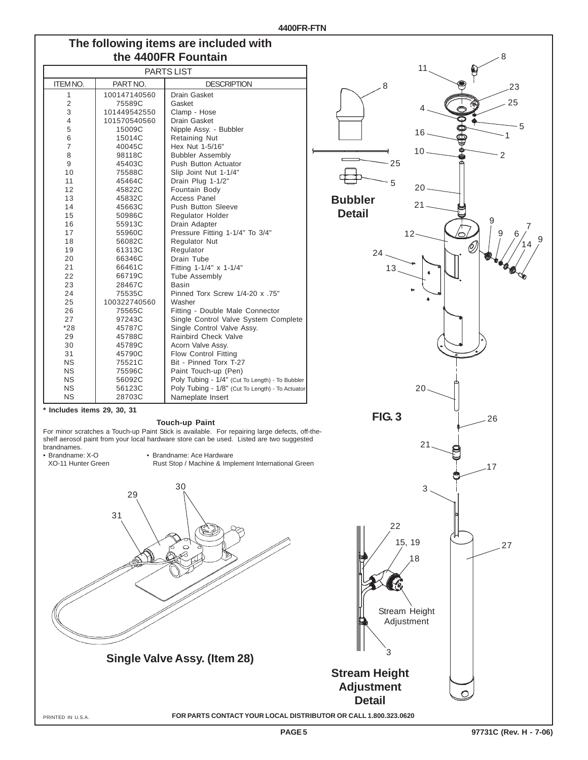## The following items are included with the 4400FR Fountain

PARTS LIST

| ITEM NO. | PART NO. | DESCRIPTION |
|---|---|---|
| 1 | 100147140560 | Drain Gasket |
| 2 | 75589C | Gasket |
| 3 | 101449542550 | Clamp - Hose |
| 4 | 101570540560 | Drain Gasket |
| 5 | 15009C | Nipple Assy. - Bubbler |
| 6 | 15014C | Retaining Nut |
| 7 | 40045C | Hex Nut 1-5/16" |
| 8 | 98118C | Bubbler Assembly |
| 9 | 45403C | Push Button Actuator |
| 10 | 75588C | Slip Joint Nut 1-1/4" |
| 11 | 45464C | Drain Plug 1-1/2" |
| 12 | 45822C | Fountain Body |
| 13 | 45832C | Access Panel |
| 14 | 45663C | Push Button Sleeve |
| 15 | 50986C | Regulator Holder |
| 16 | 55913C | Drain Adapter |
| 17 | 55960C | Pressure Fitting 1-1/4" To 3/4" |
| 18 | 56082C | Regulator Nut |
| 19 | 61313C | Regulator |
| 20 | 66346C | Drain Tube |
| 21 | 66461C | Fitting 1-1/4" x 1-1/4" |
| 22 | 66719C | Tube Assembly |
| 23 | 28467C | Basin |
| 24 | 75535C | Pinned Torx Screw 1/4-20 x .75" |
| 25 | 100322740560 | Washer |
| 26 | 75565C | Fitting - Double Male Connector |
| 27 | 97243C | Single Control Valve System Complete |
| *28 | 45787C | Single Control Valve Assy. |
| 29 | 45788C | Rainbird Check Valve |
| 30 | 45789C | Acorn Valve Assy. |
| 31 | 45790C | Flow Control Fitting |
| NS | 75521C | Bit - Pinned Torx T-27 |
| NS | 75596C | Paint Touch-up (Pen) |
| NS | 56092C | Poly Tubing - 1/4" (Cut To Length) - To Bubbler |
| NS | 56123C | Poly Tubing - 1/8" (Cut To Length) - To Actuator |
| NS | 28703C | Nameplate Insert |

**\* Includes items 29, 30, 31**

**Touch-up Paint**

For minor scratches a Touch-up Paint Stick is available. For repairing large defects, off-the-shelf aerosol paint from your local hardware store can be used. Listed are two suggested brandnames.

- Brandname: X-O
  XO-11 Hunter Green
- Brandname: Ace Hardware
  Rust Stop / Machine & Implement International Green

**Single Valve Assy. (Item 28)**

**Bubbler Detail**

**FIG. 3**

**Stream Height Adjustment Detail**

FOR PARTS CONTACT YOUR LOCAL DISTRIBUTOR OR CALL 1.800.323.0620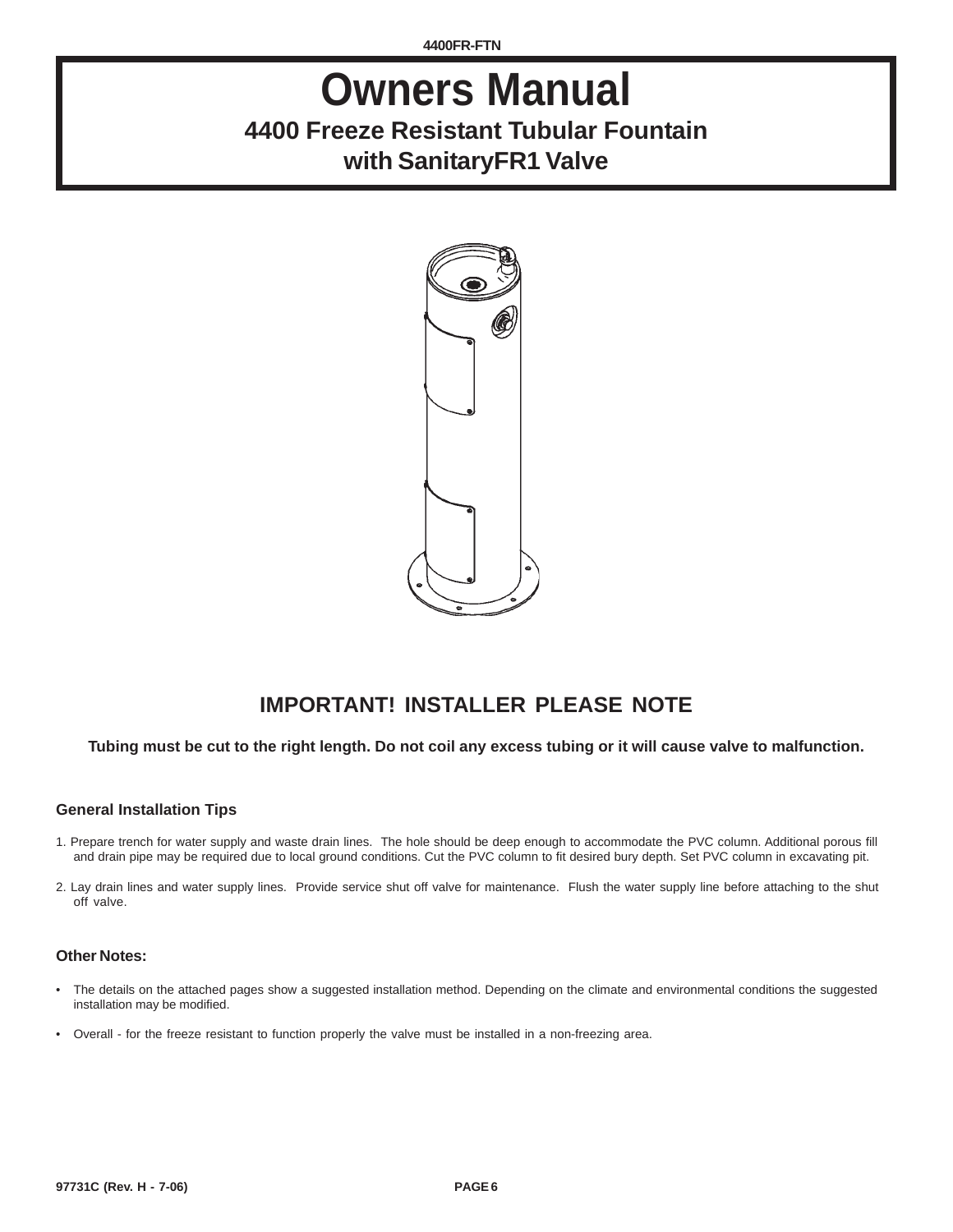# Owners Manual

## 4400 Freeze Resistant Tubular Fountain with SanitaryFR1 Valve

## IMPORTANT! INSTALLER PLEASE NOTE

**Tubing must be cut to the right length. Do not coil any excess tubing or it will cause valve to malfunction.**

### General Installation Tips

1. Prepare trench for water supply and waste drain lines. The hole should be deep enough to accommodate the PVC column. Additional porous fill and drain pipe may be required due to local ground conditions. Cut the PVC column to fit desired bury depth. Set PVC column in excavating pit.

2. Lay drain lines and water supply lines. Provide service shut off valve for maintenance. Flush the water supply line before attaching to the shut off valve.

### Other Notes:

- The details on the attached pages show a suggested installation method. Depending on the climate and environmental conditions the suggested installation may be modified.
- Overall - for the freeze resistant to function properly the valve must be installed in a non-freezing area.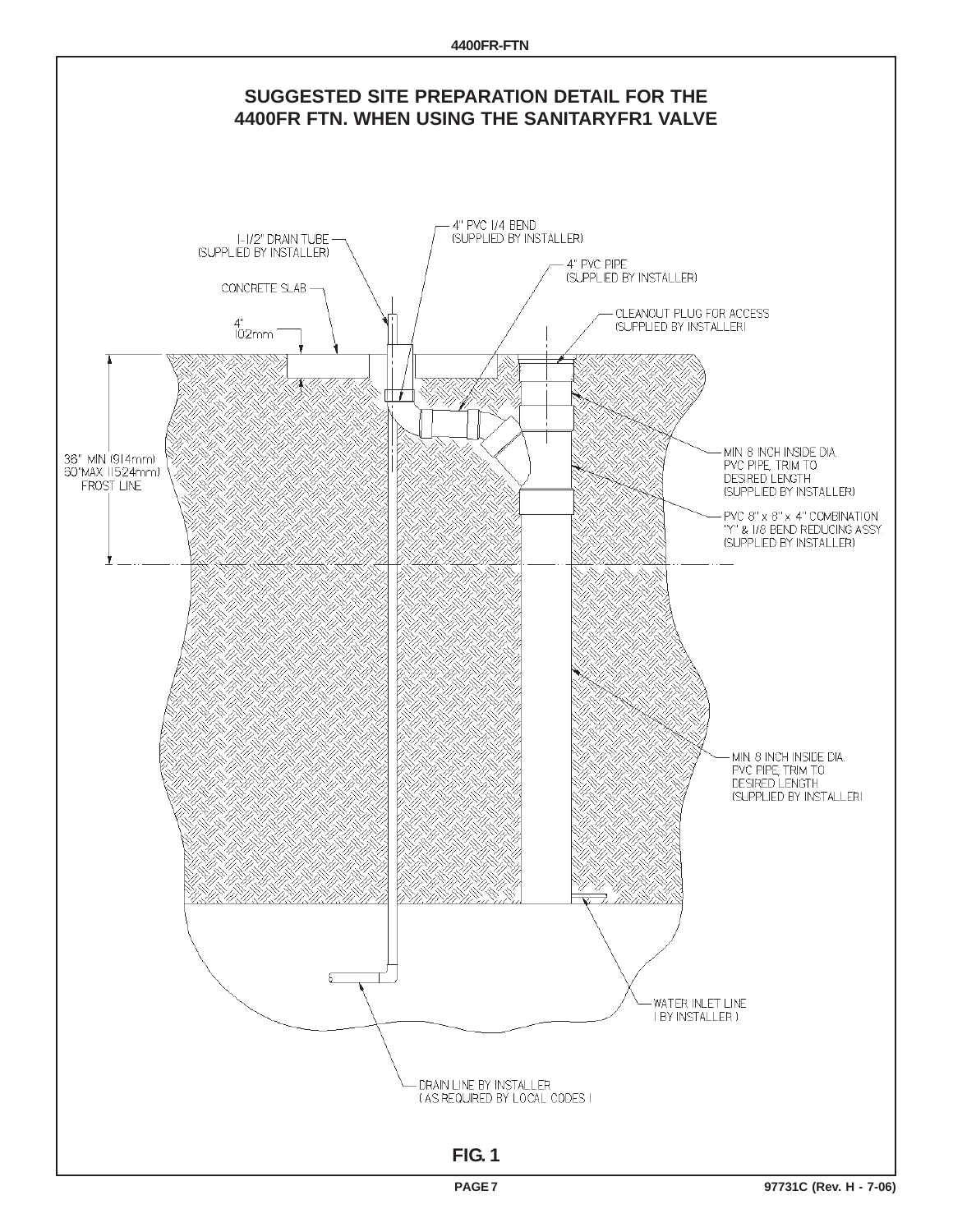# SUGGESTED SITE PREPARATION DETAIL FOR THE 4400FR FTN. WHEN USING THE SANITARYFR1 VALVE

1-1/2" DRAIN TUBE (SUPPLIED BY INSTALLER)

4" PVC 1/4 BEND (SUPPLIED BY INSTALLER)

4" PVC PIPE (SUPPLIED BY INSTALLER)

CONCRETE SLAB

4" 102mm

CLEANOUT PLUG FOR ACCESS (SUPPLIED BY INSTALLER)

36" MIN (914mm) 60"MAX (1524mm) FROST LINE

MIN 8 INCH INSIDE DIA. PVC PIPE, TRIM TO DESIRED LENGTH (SUPPLIED BY INSTALLER)

PVC 8" x 8" x 4" COMBINATION "Y" & 1/8 BEND REDUCING ASSY (SUPPLIED BY INSTALLER)

MIN. 8 INCH INSIDE DIA. PVC PIPE, TRIM TO DESIRED LENGTH (SUPPLIED BY INSTALLER)

WATER INLET LINE (BY INSTALLER)

DRAIN LINE BY INSTALLER (AS REQUIRED BY LOCAL CODES)

**FIG. 1**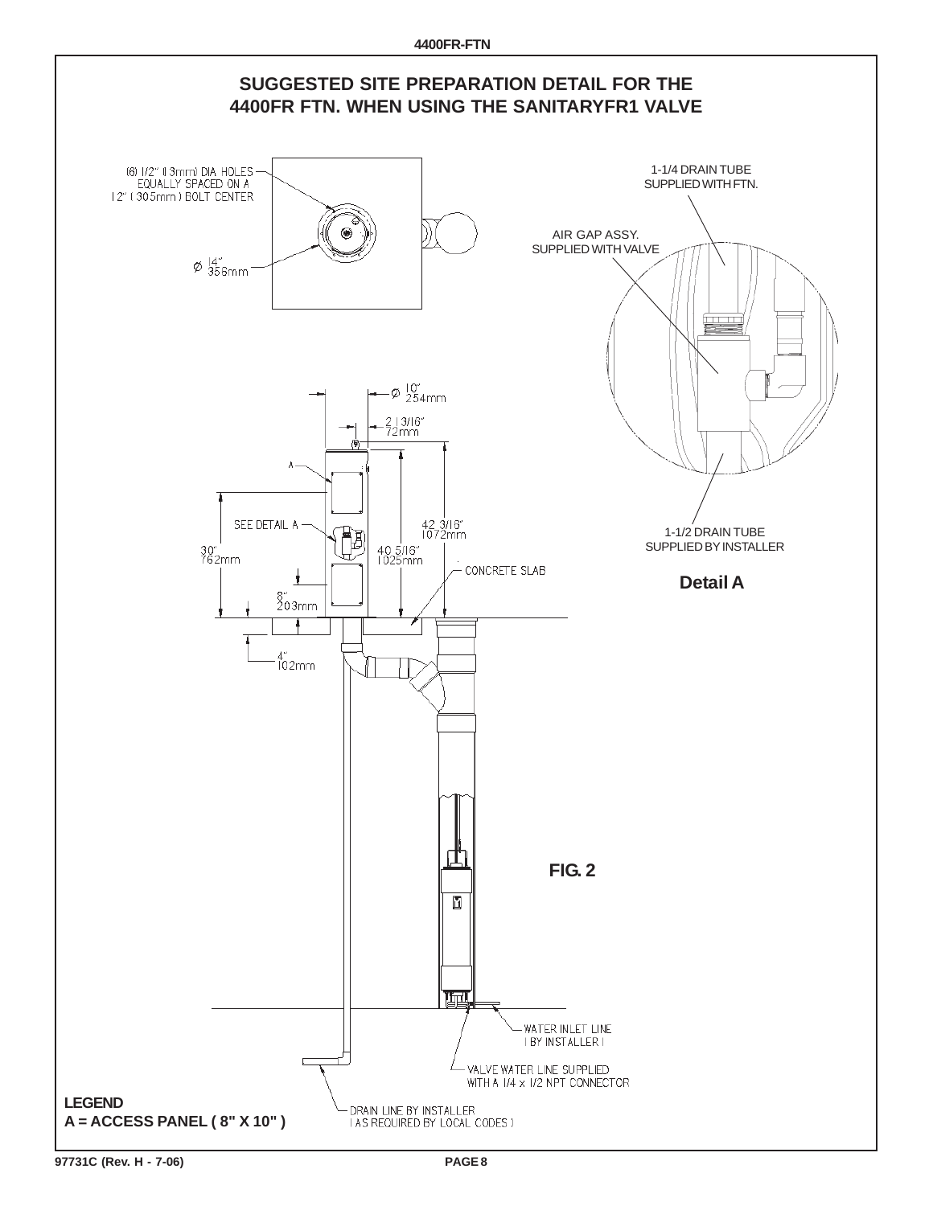# SUGGESTED SITE PREPARATION DETAIL FOR THE 4400FR FTN. WHEN USING THE SANITARYFR1 VALVE

(6) 1/2" (13mm) DIA HOLES EQUALLY SPACED ON A 12" (305mm) BOLT CENTER

Ø 14" 356mm

1-1/4 DRAIN TUBE SUPPLIED WITH FTN.

AIR GAP ASSY. SUPPLIED WITH VALVE

1-1/2 DRAIN TUBE SUPPLIED BY INSTALLER

**Detail A**

Ø 10" 254mm

2 13/16" 72mm

A

SEE DETAIL A

30" 762mm

42 3/16" 1072mm

40 5/16" 1025mm

CONCRETE SLAB

8" 203mm

4" 102mm

**FIG. 2**

WATER INLET LINE (BY INSTALLER)

VALVE WATER LINE SUPPLIED WITH A 1/4 x 1/2 NPT CONNECTOR

DRAIN LINE BY INSTALLER (AS REQUIRED BY LOCAL CODES)

**LEGEND**
**A = ACCESS PANEL ( 8" X 10" )**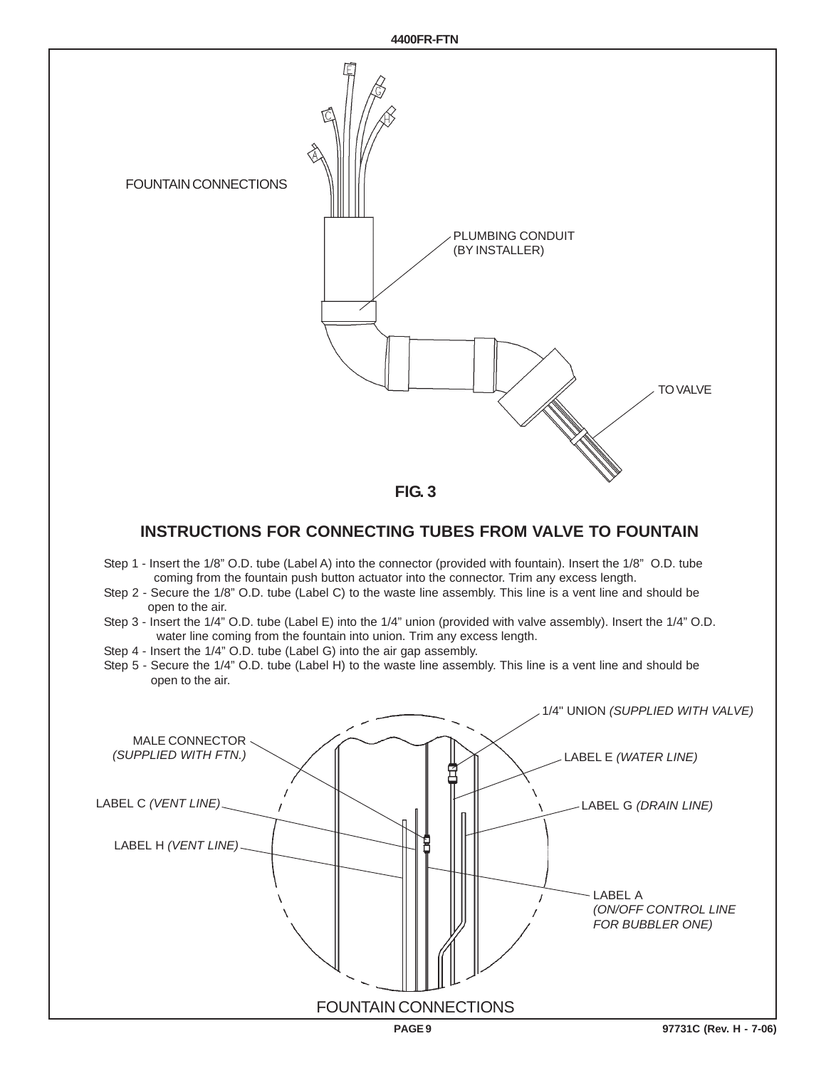FOUNTAIN CONNECTIONS

PLUMBING CONDUIT (BY INSTALLER)

TO VALVE

**FIG. 3**

## INSTRUCTIONS FOR CONNECTING TUBES FROM VALVE TO FOUNTAIN

Step 1 - Insert the 1/8" O.D. tube (Label A) into the connector (provided with fountain). Insert the 1/8" O.D. tube coming from the fountain push button actuator into the connector. Trim any excess length.

Step 2 - Secure the 1/8" O.D. tube (Label C) to the waste line assembly. This line is a vent line and should be open to the air.

Step 3 - Insert the 1/4" O.D. tube (Label E) into the 1/4" union (provided with valve assembly). Insert the 1/4" O.D. water line coming from the fountain into union. Trim any excess length.

Step 4 - Insert the 1/4" O.D. tube (Label G) into the air gap assembly.

Step 5 - Secure the 1/4" O.D. tube (Label H) to the waste line assembly. This line is a vent line and should be open to the air.

1/4" UNION *(SUPPLIED WITH VALVE)*

MALE CONNECTOR *(SUPPLIED WITH FTN.)*

LABEL E *(WATER LINE)*

LABEL C *(VENT LINE)*

LABEL G *(DRAIN LINE)*

LABEL H *(VENT LINE)*

LABEL A *(ON/OFF CONTROL LINE FOR BUBBLER ONE)*

FOUNTAIN CONNECTIONS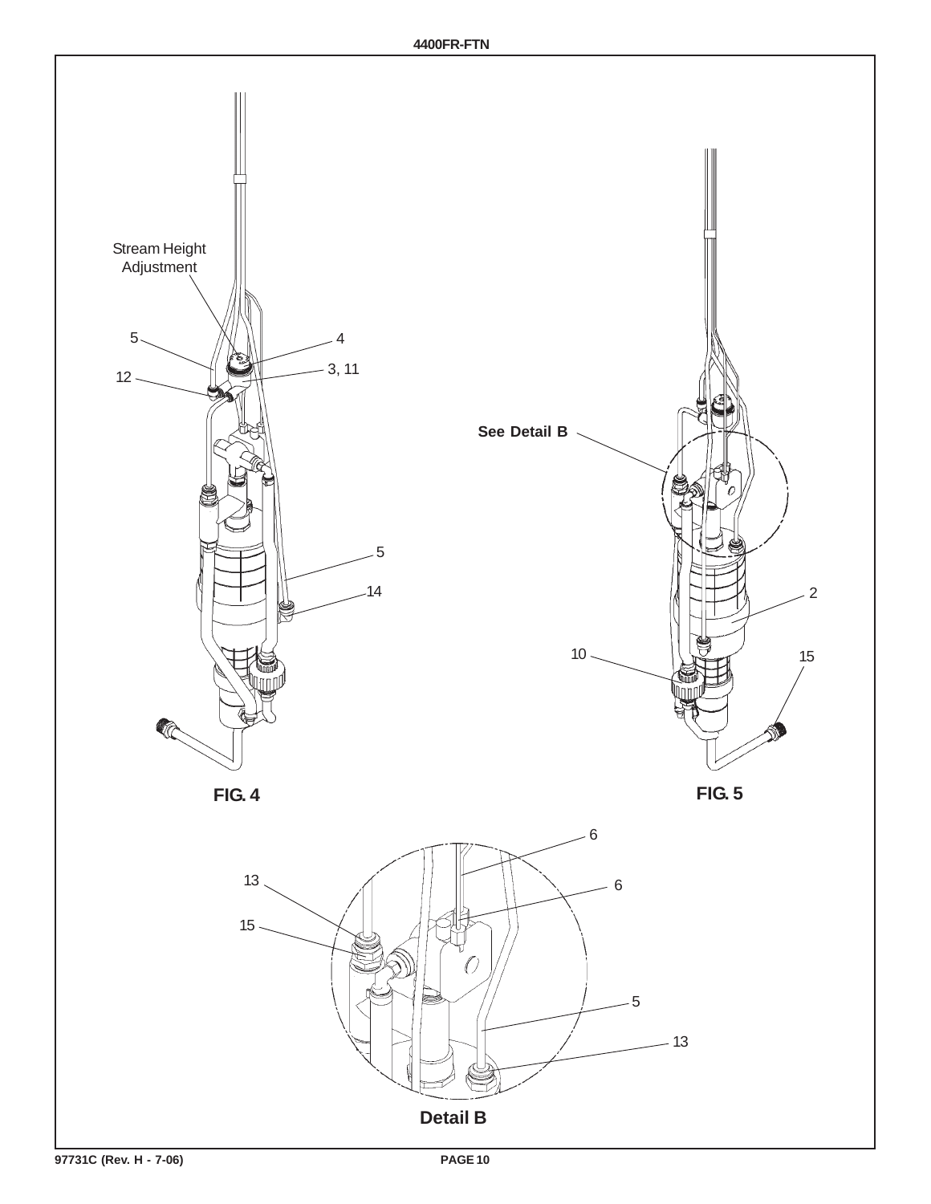Stream Height Adjustment

5

4

3, 11

12

5

14

**FIG. 4**

See Detail B

2

10

15

**FIG. 5**

6

13

6

15

5

13

**Detail B**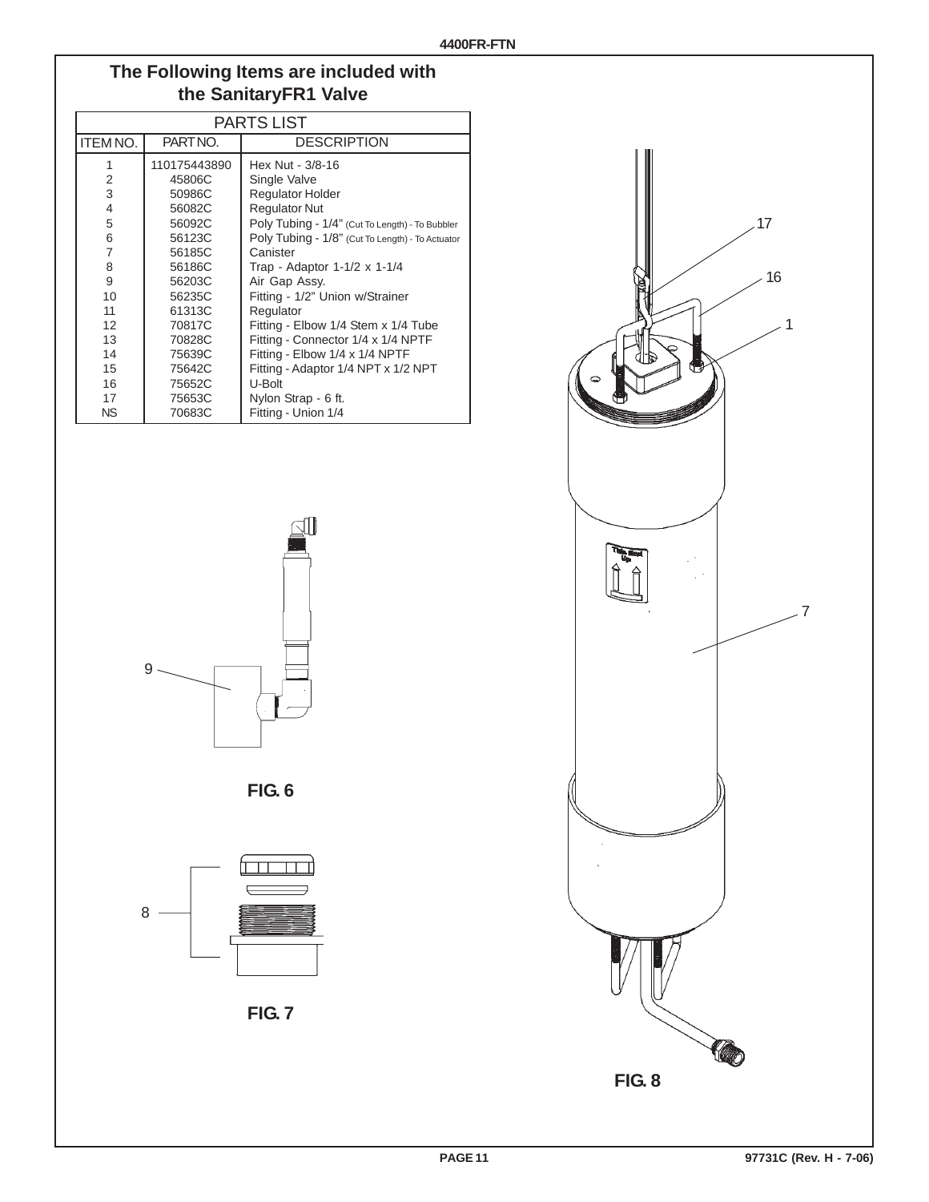## The Following Items are included with the SanitaryFR1 Valve

| PARTS LIST | | |
|---|---|---|
| ITEM NO. | PART NO. | DESCRIPTION |
| 1 | 110175443890 | Hex Nut - 3/8-16 |
| 2 | 45806C | Single Valve |
| 3 | 50986C | Regulator Holder |
| 4 | 56082C | Regulator Nut |
| 5 | 56092C | Poly Tubing - 1/4" (Cut To Length) - To Bubbler |
| 6 | 56123C | Poly Tubing - 1/8" (Cut To Length) - To Actuator |
| 7 | 56185C | Canister |
| 8 | 56186C | Trap - Adaptor 1-1/2 x 1-1/4 |
| 9 | 56203C | Air Gap Assy. |
| 10 | 56235C | Fitting - 1/2" Union w/Strainer |
| 11 | 61313C | Regulator |
| 12 | 70817C | Fitting - Elbow 1/4 Stem x 1/4 Tube |
| 13 | 70828C | Fitting - Connector 1/4 x 1/4 NPTF |
| 14 | 75639C | Fitting - Elbow 1/4 x 1/4 NPTF |
| 15 | 75642C | Fitting - Adaptor 1/4 NPT x 1/2 NPT |
| 16 | 75652C | U-Bolt |
| 17 | 75653C | Nylon Strap - 6 ft. |
| NS | 70683C | Fitting - Union 1/4 |

9

**FIG. 6**

8

**FIG. 7**

17

16

1

7

**FIG. 8**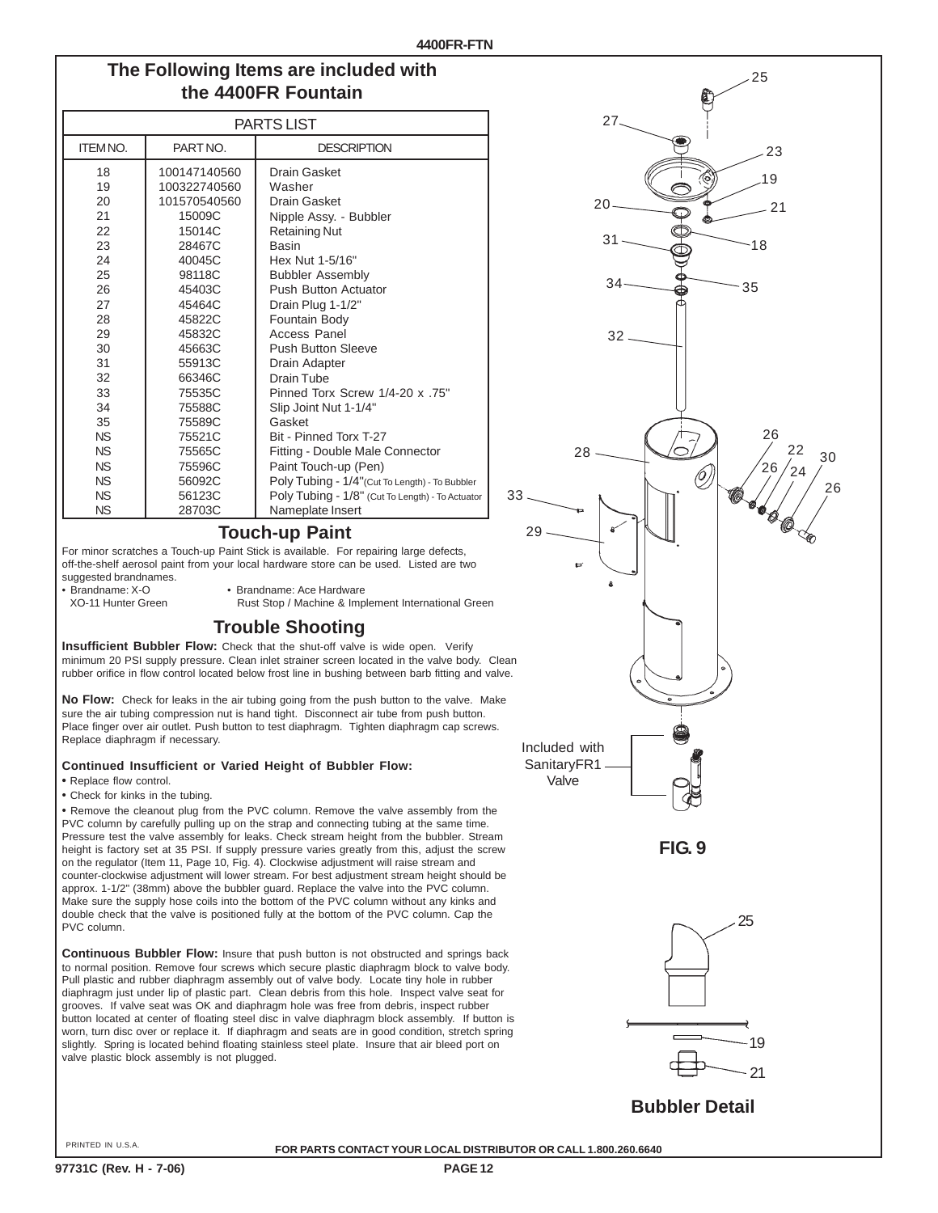## The Following Items are included with the 4400FR Fountain

| PARTS LIST | | |
|---|---|---|
| ITEM NO. | PART NO. | DESCRIPTION |
| 18 | 100147140560 | Drain Gasket |
| 19 | 100322740560 | Washer |
| 20 | 101570540560 | Drain Gasket |
| 21 | 15009C | Nipple Assy. - Bubbler |
| 22 | 15014C | Retaining Nut |
| 23 | 28467C | Basin |
| 24 | 40045C | Hex Nut 1-5/16" |
| 25 | 98118C | Bubbler Assembly |
| 26 | 45403C | Push Button Actuator |
| 27 | 45464C | Drain Plug 1-1/2" |
| 28 | 45822C | Fountain Body |
| 29 | 45832C | Access Panel |
| 30 | 45663C | Push Button Sleeve |
| 31 | 55913C | Drain Adapter |
| 32 | 66346C | Drain Tube |
| 33 | 75535C | Pinned Torx Screw 1/4-20 x .75" |
| 34 | 75588C | Slip Joint Nut 1-1/4" |
| 35 | 75589C | Gasket |
| NS | 75521C | Bit - Pinned Torx T-27 |
| NS | 75565C | Fitting - Double Male Connector |
| NS | 75596C | Paint Touch-up (Pen) |
| NS | 56092C | Poly Tubing - 1/4"(Cut To Length) - To Bubbler |
| NS | 56123C | Poly Tubing - 1/8" (Cut To Length) - To Actuator |
| NS | 28703C | Nameplate Insert |

## Touch-up Paint

For minor scratches a Touch-up Paint Stick is available. For repairing large defects, off-the-shelf aerosol paint from your local hardware store can be used. Listed are two suggested brandnames.

- Brandname: X-O
  XO-11 Hunter Green
- Brandname: Ace Hardware
  Rust Stop / Machine & Implement International Green

## Trouble Shooting

**Insufficient Bubbler Flow:** Check that the shut-off valve is wide open. Verify minimum 20 PSI supply pressure. Clean inlet strainer screen located in the valve body. Clean rubber orifice in flow control located below frost line in bushing between barb fitting and valve.

**No Flow:** Check for leaks in the air tubing going from the push button to the valve. Make sure the air tubing compression nut is hand tight. Disconnect air tube from push button. Place finger over air outlet. Push button to test diaphragm. Tighten diaphragm cap screws. Replace diaphragm if necessary.

**Continued Insufficient or Varied Height of Bubbler Flow:**

- Replace flow control.
- Check for kinks in the tubing.
- Remove the cleanout plug from the PVC column. Remove the valve assembly from the PVC column by carefully pulling up on the strap and connecting tubing at the same time. Pressure test the valve assembly for leaks. Check stream height from the bubbler. Stream height is factory set at 35 PSI. If supply pressure varies greatly from this, adjust the screw on the regulator (Item 11, Page 10, Fig. 4). Clockwise adjustment will raise stream and counter-clockwise adjustment will lower stream. For best adjustment stream height should be approx. 1-1/2" (38mm) above the bubbler guard. Replace the valve into the PVC column. Make sure the supply hose coils into the bottom of the PVC column without any kinks and double check that the valve is positioned fully at the bottom of the PVC column. Cap the PVC column.

**Continuous Bubbler Flow:** Insure that push button is not obstructed and springs back to normal position. Remove four screws which secure plastic diaphragm block to valve body. Pull plastic and rubber diaphragm assembly out of valve body. Locate tiny hole in rubber diaphragm just under lip of plastic part. Clean debris from this hole. Inspect valve seat for grooves. If valve seat was OK and diaphragm hole was free from debris, inspect rubber button located at center of floating steel disc in valve diaphragm block assembly. If button is worn, turn disc over or replace it. If diaphragm and seats are in good condition, stretch spring slightly. Spring is located behind floating stainless steel plate. Insure that air bleed port on valve plastic block assembly is not plugged.

25
27
23
19
20
21
31
18
34
35
32
26
28
22
30
26
24
26
33
29

Included with SanitaryFR1 Valve

**FIG. 9**

25
19
21

**Bubbler Detail**

PRINTED IN U.S.A.

**FOR PARTS CONTACT YOUR LOCAL DISTRIBUTOR OR CALL 1.800.260.6640**